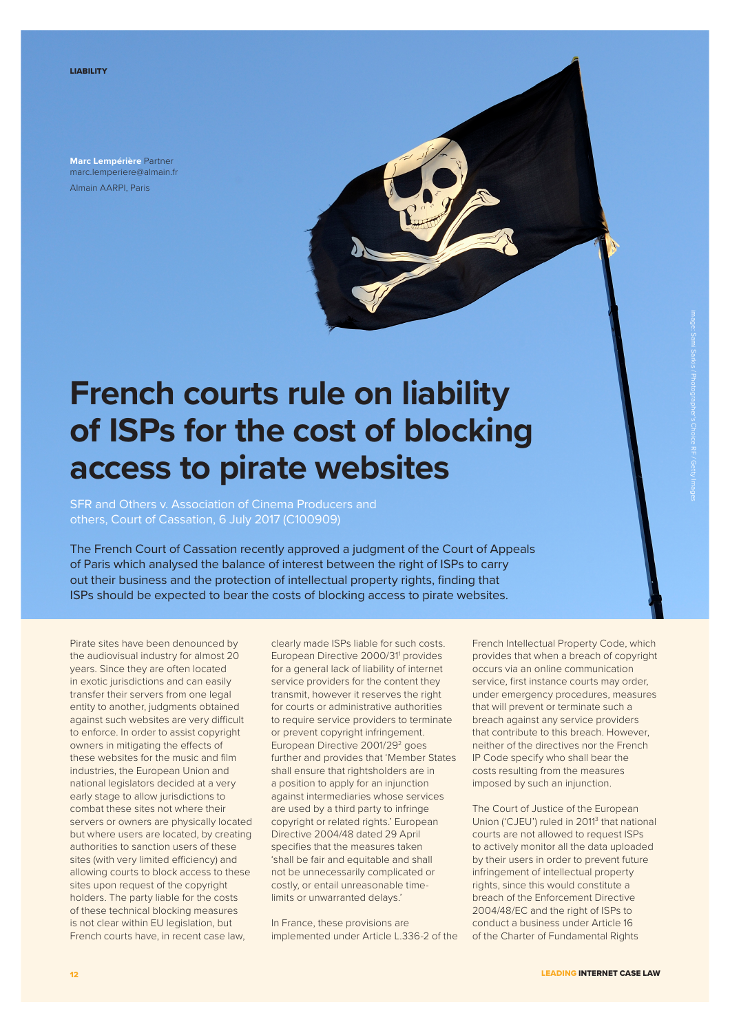LIABILITY

**Marc Lempérière** Partner
marc.lemperiere@almain.fr
Almain AARPI, Paris

# French courts rule on liability of ISPs for the cost of blocking access to pirate websites

SFR and Others v. Association of Cinema Producers and others, Court of Cassation, 6 July 2017 (C100909)

The French Court of Cassation recently approved a judgment of the Court of Appeals of Paris which analysed the balance of interest between the right of ISPs to carry out their business and the protection of intellectual property rights, finding that ISPs should be expected to bear the costs of blocking access to pirate websites.

Pirate sites have been denounced by the audiovisual industry for almost 20 years. Since they are often located in exotic jurisdictions and can easily transfer their servers from one legal entity to another, judgments obtained against such websites are very difficult to enforce. In order to assist copyright owners in mitigating the effects of these websites for the music and film industries, the European Union and national legislators decided at a very early stage to allow jurisdictions to combat these sites not where their servers or owners are physically located but where users are located, by creating authorities to sanction users of these sites (with very limited efficiency) and allowing courts to block access to these sites upon request of the copyright holders. The party liable for the costs of these technical blocking measures is not clear within EU legislation, but French courts have, in recent case law, clearly made ISPs liable for such costs. European Directive 2000/31[1] provides for a general lack of liability of internet service providers for the content they transmit, however it reserves the right for courts or administrative authorities to require service providers to terminate or prevent copyright infringement. European Directive 2001/29[2] goes further and provides that 'Member States shall ensure that rightsholders are in a position to apply for an injunction against intermediaries whose services are used by a third party to infringe copyright or related rights.' European Directive 2004/48 dated 29 April specifies that the measures taken 'shall be fair and equitable and shall not be unnecessarily complicated or costly, or entail unreasonable time-limits or unwarranted delays.'

In France, these provisions are implemented under Article L.336-2 of the French Intellectual Property Code, which provides that when a breach of copyright occurs via an online communication service, first instance courts may order, under emergency procedures, measures that will prevent or terminate such a breach against any service providers that contribute to this breach. However, neither of the directives nor the French IP Code specify who shall bear the costs resulting from the measures imposed by such an injunction.

The Court of Justice of the European Union ('CJEU') ruled in 2011[3] that national courts are not allowed to request ISPs to actively monitor all the data uploaded by their users in order to prevent future infringement of intellectual property rights, since this would constitute a breach of the Enforcement Directive 2004/48/EC and the right of ISPs to conduct a business under Article 16 of the Charter of Fundamental Rights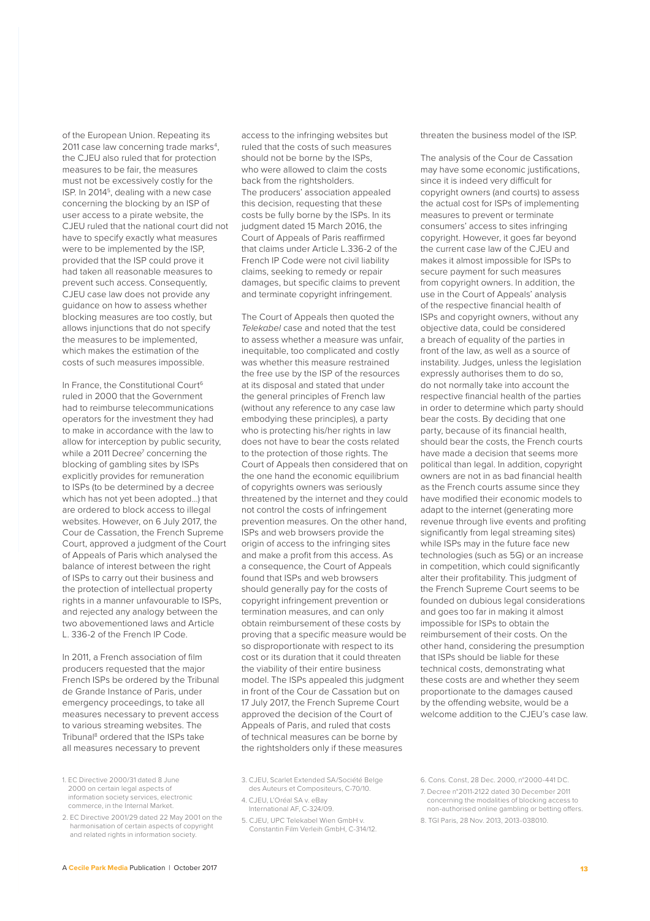of the European Union. Repeating its 2011 case law concerning trade marks[4], the CJEU also ruled that for protection measures to be fair, the measures must not be excessively costly for the ISP. In 2014[5], dealing with a new case concerning the blocking by an ISP of user access to a pirate website, the CJEU ruled that the national court did not have to specify exactly what measures were to be implemented by the ISP, provided that the ISP could prove it had taken all reasonable measures to prevent such access. Consequently, CJEU case law does not provide any guidance on how to assess whether blocking measures are too costly, but allows injunctions that do not specify the measures to be implemented, which makes the estimation of the costs of such measures impossible.

In France, the Constitutional Court[6] ruled in 2000 that the Government had to reimburse telecommunications operators for the investment they had to make in accordance with the law to allow for interception by public security, while a 2011 Decree[7] concerning the blocking of gambling sites by ISPs explicitly provides for remuneration to ISPs (to be determined by a decree which has not yet been adopted...) that are ordered to block access to illegal websites. However, on 6 July 2017, the Cour de Cassation, the French Supreme Court, approved a judgment of the Court of Appeals of Paris which analysed the balance of interest between the right of ISPs to carry out their business and the protection of intellectual property rights in a manner unfavourable to ISPs, and rejected any analogy between the two abovementioned laws and Article L. 336-2 of the French IP Code.

In 2011, a French association of film producers requested that the major French ISPs be ordered by the Tribunal de Grande Instance of Paris, under emergency proceedings, to take all measures necessary to prevent access to various streaming websites. The Tribunal[8] ordered that the ISPs take all measures necessary to prevent access to the infringing websites but ruled that the costs of such measures should not be borne by the ISPs, who were allowed to claim the costs back from the rightsholders. The producers' association appealed this decision, requesting that these costs be fully borne by the ISPs. In its judgment dated 15 March 2016, the Court of Appeals of Paris reaffirmed that claims under Article L.336-2 of the French IP Code were not civil liability claims, seeking to remedy or repair damages, but specific claims to prevent and terminate copyright infringement.

The Court of Appeals then quoted the *Telekabel* case and noted that the test to assess whether a measure was unfair, inequitable, too complicated and costly was whether this measure restrained the free use by the ISP of the resources at its disposal and stated that under the general principles of French law (without any reference to any case law embodying these principles), a party who is protecting his/her rights in law does not have to bear the costs related to the protection of those rights. The Court of Appeals then considered that on the one hand the economic equilibrium of copyrights owners was seriously threatened by the internet and they could not control the costs of infringement prevention measures. On the other hand, ISPs and web browsers provide the origin of access to the infringing sites and make a profit from this access. As a consequence, the Court of Appeals found that ISPs and web browsers should generally pay for the costs of copyright infringement prevention or termination measures, and can only obtain reimbursement of these costs by proving that a specific measure would be so disproportionate with respect to its cost or its duration that it could threaten the viability of their entire business model. The ISPs appealed this judgment in front of the Cour de Cassation but on 17 July 2017, the French Supreme Court approved the decision of the Court of Appeals of Paris, and ruled that costs of technical measures can be borne by the rightsholders only if these measures threaten the business model of the ISP.

The analysis of the Cour de Cassation may have some economic justifications, since it is indeed very difficult for copyright owners (and courts) to assess the actual cost for ISPs of implementing measures to prevent or terminate consumers' access to sites infringing copyright. However, it goes far beyond the current case law of the CJEU and makes it almost impossible for ISPs to secure payment for such measures from copyright owners. In addition, the use in the Court of Appeals' analysis of the respective financial health of ISPs and copyright owners, without any objective data, could be considered a breach of equality of the parties in front of the law, as well as a source of instability. Judges, unless the legislation expressly authorises them to do so, do not normally take into account the respective financial health of the parties in order to determine which party should bear the costs. By deciding that one party, because of its financial health, should bear the costs, the French courts have made a decision that seems more political than legal. In addition, copyright owners are not in as bad financial health as the French courts assume since they have modified their economic models to adapt to the internet (generating more revenue through live events and profiting significantly from legal streaming sites) while ISPs may in the future face new technologies (such as 5G) or an increase in competition, which could significantly alter their profitability. This judgment of the French Supreme Court seems to be founded on dubious legal considerations and goes too far in making it almost impossible for ISPs to obtain the reimbursement of their costs. On the other hand, considering the presumption that ISPs should be liable for these technical costs, demonstrating what these costs are and whether they seem proportionate to the damages caused by the offending website, would be a welcome addition to the CJEU's case law.

1. EC Directive 2000/31 dated 8 June 2000 on certain legal aspects of information society services, electronic commerce, in the Internal Market.
2. EC Directive 2001/29 dated 22 May 2001 on the harmonisation of certain aspects of copyright and related rights in information society.
3. CJEU, Scarlet Extended SA/Société Belge des Auteurs et Compositeurs, C-70/10.
4. CJEU, L'Oréal SA v. eBay International AF, C-324/09.
5. CJEU, UPC Telekabel Wien GmbH v. Constantin Film Verleih GmbH, C-314/12.
6. Cons. Const, 28 Dec. 2000, n°2000-441 DC.
7. Decree n°2011-2122 dated 30 December 2011 concerning the modalities of blocking access to non-authorised online gambling or betting offers.
8. TGI Paris, 28 Nov. 2013, 2013-038010.